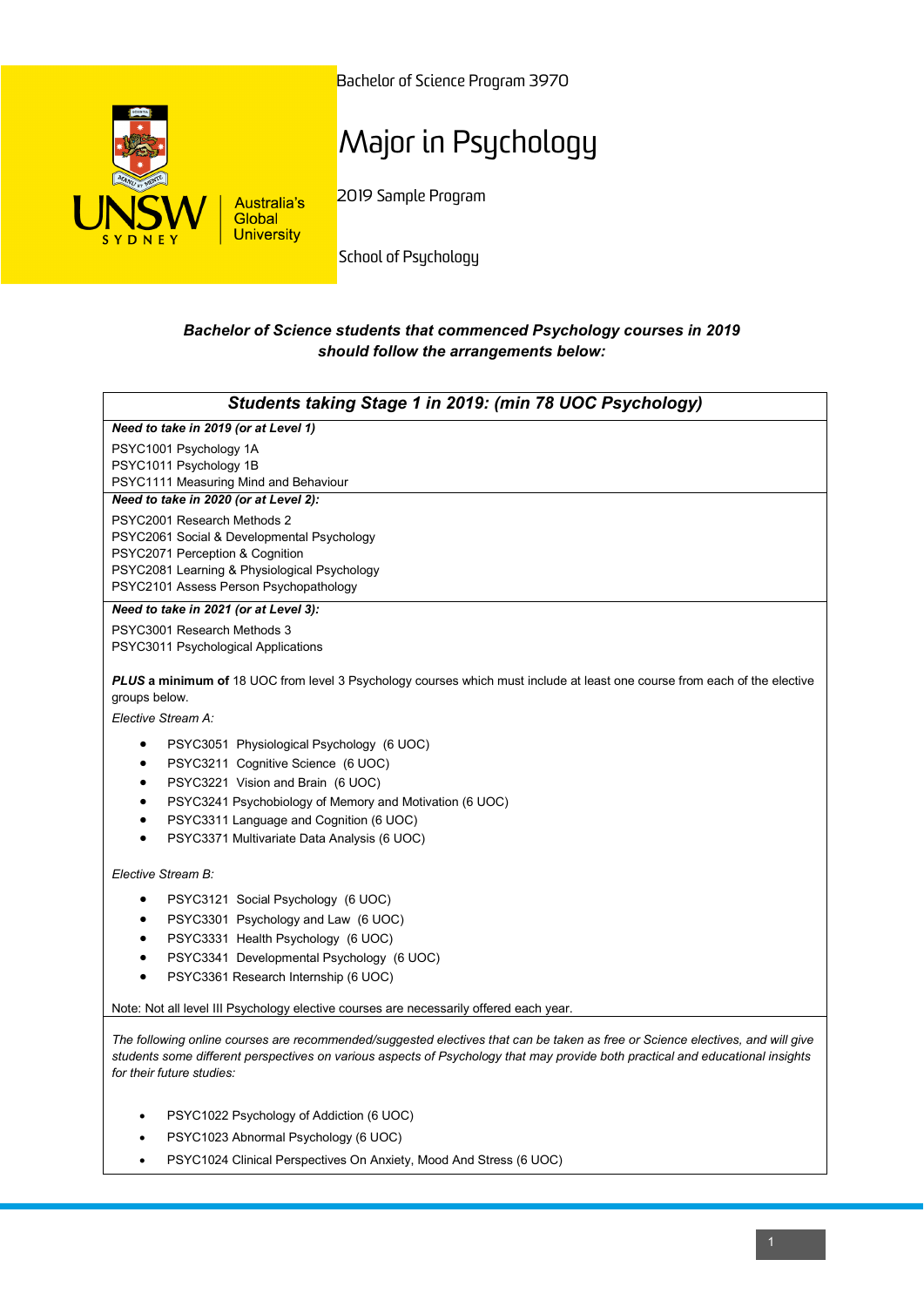UNSW SYDNEY — Australia's Global University

Bachelor of Science Program 3970

# Major in Psychology

2019 Sample Program

School of Psychology

***Bachelor of Science students that commenced Psychology courses in 2019 should follow the arrangements below:***

## *Students taking Stage 1 in 2019: (min 78 UOC Psychology)*

***Need to take in 2019 (or at Level 1)***

PSYC1001 Psychology 1A
PSYC1011 Psychology 1B
PSYC1111 Measuring Mind and Behaviour

***Need to take in 2020 (or at Level 2):***

PSYC2001 Research Methods 2
PSYC2061 Social & Developmental Psychology
PSYC2071 Perception & Cognition
PSYC2081 Learning & Physiological Psychology
PSYC2101 Assess Person Psychopathology

***Need to take in 2021 (or at Level 3):***

PSYC3001 Research Methods 3
PSYC3011 Psychological Applications

***PLUS* a minimum of** 18 UOC from level 3 Psychology courses which must include at least one course from each of the elective groups below.

*Elective Stream A:*

- PSYC3051 Physiological Psychology (6 UOC)
- PSYC3211 Cognitive Science (6 UOC)
- PSYC3221 Vision and Brain (6 UOC)
- PSYC3241 Psychobiology of Memory and Motivation (6 UOC)
- PSYC3311 Language and Cognition (6 UOC)
- PSYC3371 Multivariate Data Analysis (6 UOC)

*Elective Stream B:*

- PSYC3121 Social Psychology (6 UOC)
- PSYC3301 Psychology and Law (6 UOC)
- PSYC3331 Health Psychology (6 UOC)
- PSYC3341 Developmental Psychology (6 UOC)
- PSYC3361 Research Internship (6 UOC)

Note: Not all level III Psychology elective courses are necessarily offered each year.

*The following online courses are recommended/suggested electives that can be taken as free or Science electives, and will give students some different perspectives on various aspects of Psychology that may provide both practical and educational insights for their future studies:*

- PSYC1022 Psychology of Addiction (6 UOC)
- PSYC1023 Abnormal Psychology (6 UOC)
- PSYC1024 Clinical Perspectives On Anxiety, Mood And Stress (6 UOC)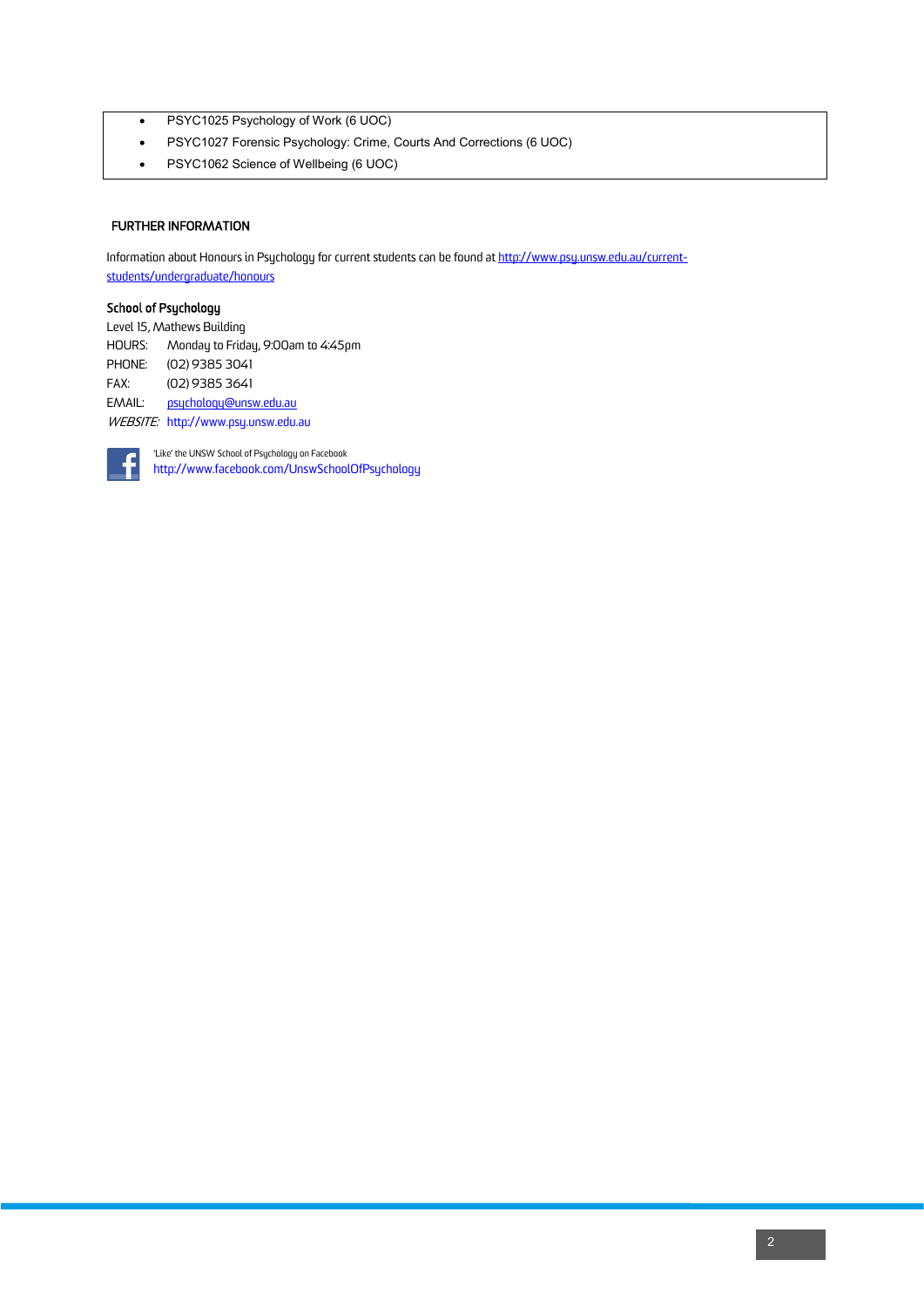- PSYC1025 Psychology of Work (6 UOC)
- PSYC1027 Forensic Psychology: Crime, Courts And Corrections (6 UOC)
- PSYC1062 Science of Wellbeing (6 UOC)

## FURTHER INFORMATION

Information about Honours in Psychology for current students can be found at http://www.psy.unsw.edu.au/current-students/undergraduate/honours

**School of Psychology**

Level 15, Mathews Building

HOURS: Monday to Friday, 9:00am to 4:45pm

PHONE: (02) 9385 3041

FAX: (02) 9385 3641

EMAIL: psychology@unsw.edu.au

*WEBSITE:* http://www.psy.unsw.edu.au

'Like' the UNSW School of Psychology on Facebook

http://www.facebook.com/UnswSchoolOfPsychology